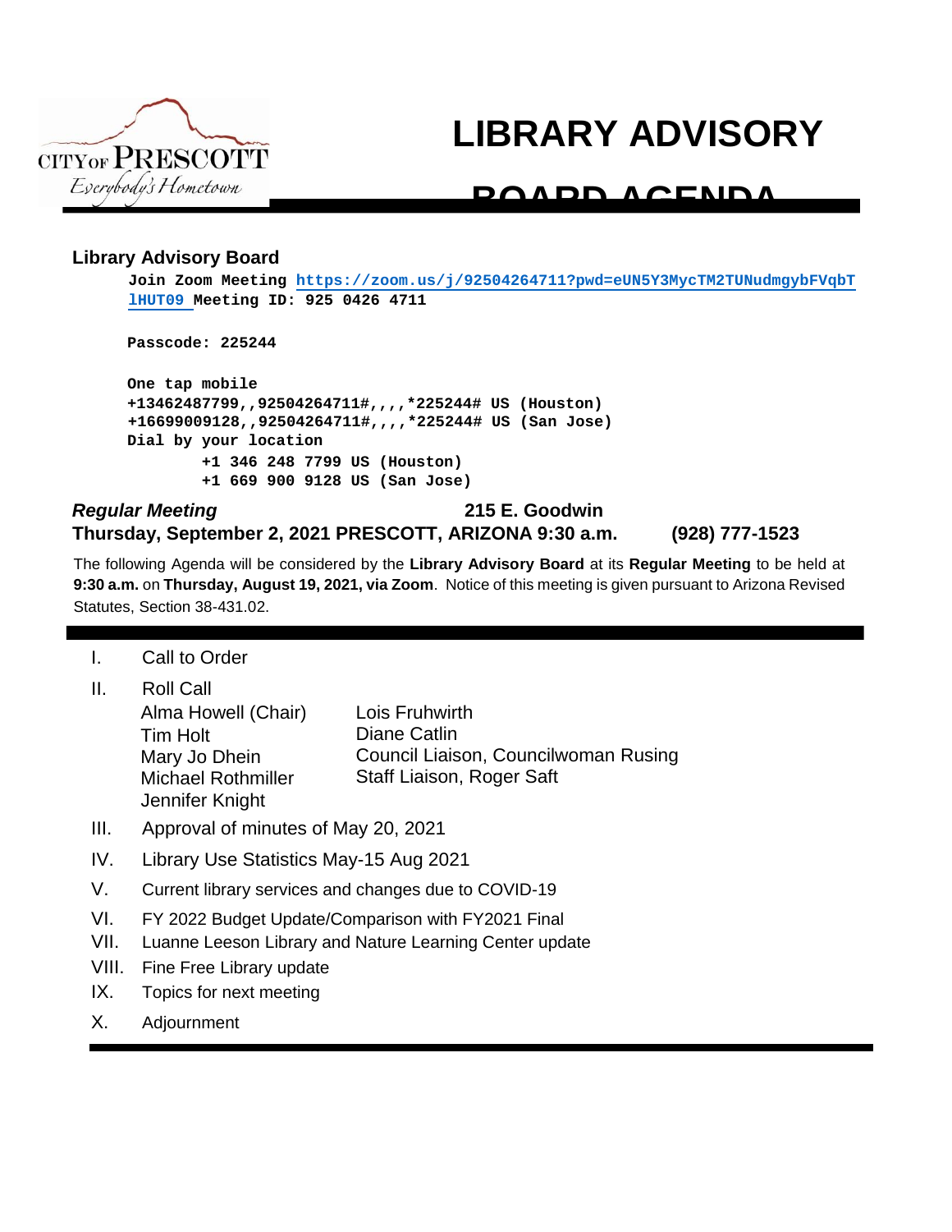CITY OF PRESCOTT
*Everybody's Hometown*

# LIBRARY ADVISORY BOARD AGENDA

**Library Advisory Board**

**Join Zoom Meeting** [https://zoom.us/j/92504264711?pwd=eUN5Y3MycTM2TUNudmgybFVqbTlHUT09](https://zoom.us/j/92504264711?pwd=eUN5Y3MycTM2TUNudmgybFVqbTlHUT09) **Meeting ID: 925 0426 4711**

**Passcode: 225244**

**One tap mobile**
**+13462487799,,92504264711#,,,,*225244# US (Houston)**
**+16699009128,,92504264711#,,,,*225244# US (San Jose)**
**Dial by your location**
**+1 346 248 7799 US (Houston)**
**+1 669 900 9128 US (San Jose)**

***Regular Meeting*** **215 E. Goodwin**
**Thursday, September 2, 2021 PRESCOTT, ARIZONA 9:30 a.m. (928) 777-1523**

The following Agenda will be considered by the **Library Advisory Board** at its **Regular Meeting** to be held at **9:30 a.m.** on **Thursday, August 19, 2021, via Zoom**. Notice of this meeting is given pursuant to Arizona Revised Statutes, Section 38-431.02.

I. Call to Order

II. Roll Call

- Alma Howell (Chair)
- Tim Holt
- Mary Jo Dhein
- Michael Rothmiller
- Jennifer Knight
- Lois Fruhwirth
- Diane Catlin
- Council Liaison, Councilwoman Rusing
- Staff Liaison, Roger Saft

III. Approval of minutes of May 20, 2021

IV. Library Use Statistics May-15 Aug 2021

V. Current library services and changes due to COVID-19

VI. FY 2022 Budget Update/Comparison with FY2021 Final

VII. Luanne Leeson Library and Nature Learning Center update

VIII. Fine Free Library update

IX. Topics for next meeting

X. Adjournment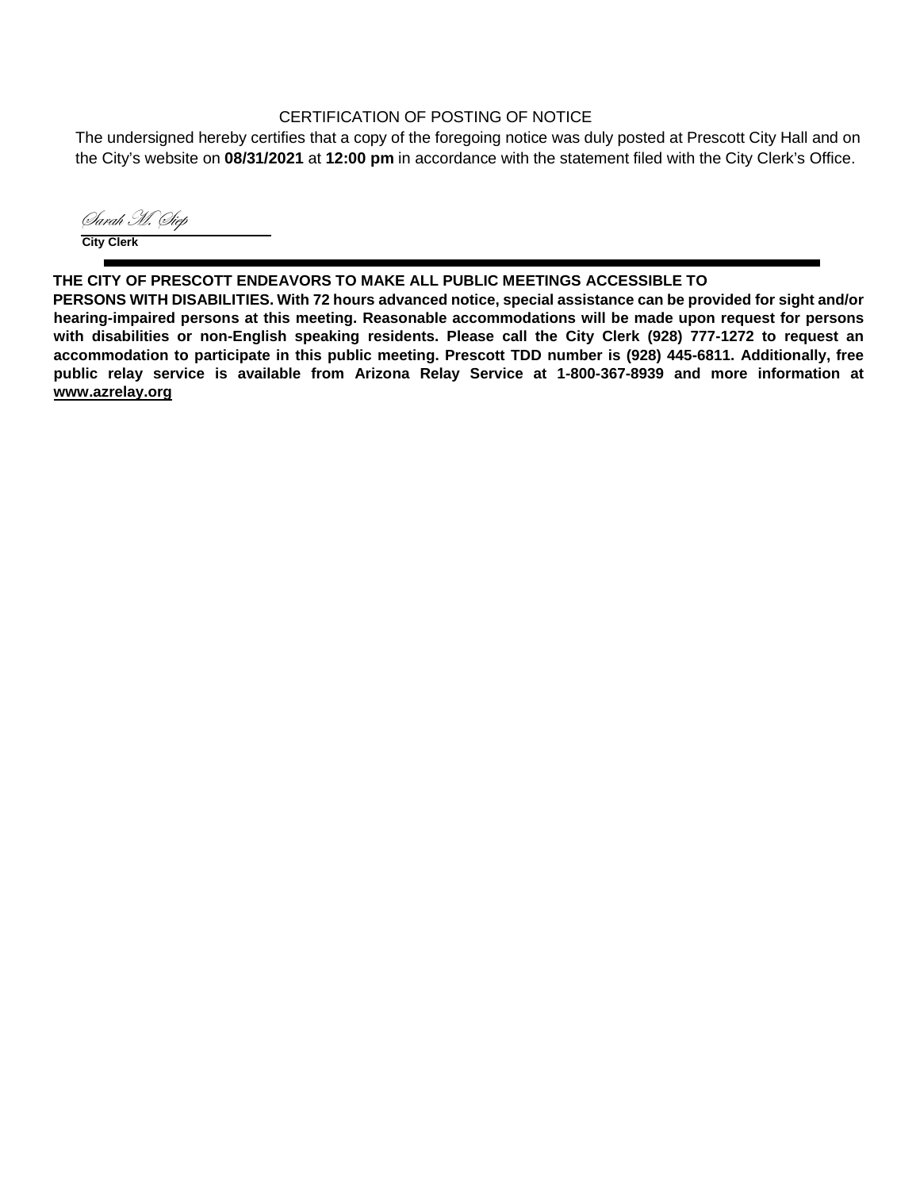CERTIFICATION OF POSTING OF NOTICE

The undersigned hereby certifies that a copy of the foregoing notice was duly posted at Prescott City Hall and on the City's website on **08/31/2021** at **12:00 pm** in accordance with the statement filed with the City Clerk's Office.

*Sarah M. Siep*

**City Clerk**

---

**THE CITY OF PRESCOTT ENDEAVORS TO MAKE ALL PUBLIC MEETINGS ACCESSIBLE TO PERSONS WITH DISABILITIES. With 72 hours advanced notice, special assistance can be provided for sight and/or hearing-impaired persons at this meeting. Reasonable accommodations will be made upon request for persons with disabilities or non-English speaking residents. Please call the City Clerk (928) 777-1272 to request an accommodation to participate in this public meeting. Prescott TDD number is (928) 445-6811. Additionally, free public relay service is available from Arizona Relay Service at 1-800-367-8939 and more information at www.azrelay.org**